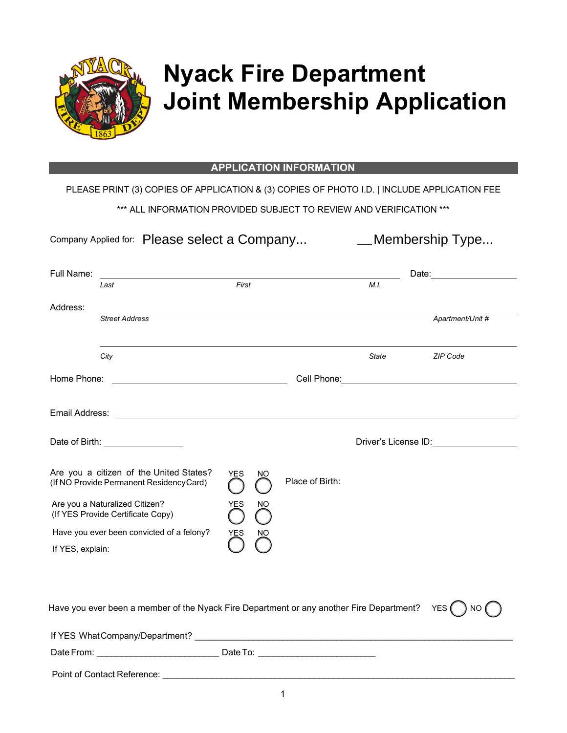# Nyack Fire Department
# Joint Membership Application

## APPLICATION INFORMATION

PLEASE PRINT (3) COPIES OF APPLICATION & (3) COPIES OF PHOTO I.D. | INCLUDE APPLICATION FEE

*** ALL INFORMATION PROVIDED SUBJECT TO REVIEW AND VERIFICATION ***

Company Applied for: Please select a Company... \_\_Membership Type...

Full Name: ______________________________________________ Date: ______________

*Last* *First* *M.I.*

Address: ______________________________________________

*Street Address* *Apartment/Unit #*

______________________________________________

*City* *State* *ZIP Code*

Home Phone: ______________________ Cell Phone: ______________________

Email Address: ______________________________________________

Date of Birth: ______________ Driver's License ID: ______________

Are you a citizen of the United States? (If NO Provide Permanent Residency Card) YES ◯ NO ◯ Place of Birth:

Are you a Naturalized Citizen? (If YES Provide Certificate Copy) YES ◯ NO ◯

Have you ever been convicted of a felony? YES ◯ NO ◯

If YES, explain:

Have you ever been a member of the Nyack Fire Department or any another Fire Department? YES ◯ NO ◯

If YES What Company/Department? ______________________________________________

Date From: ______________________ Date To: ______________________

Point of Contact Reference: ______________________________________________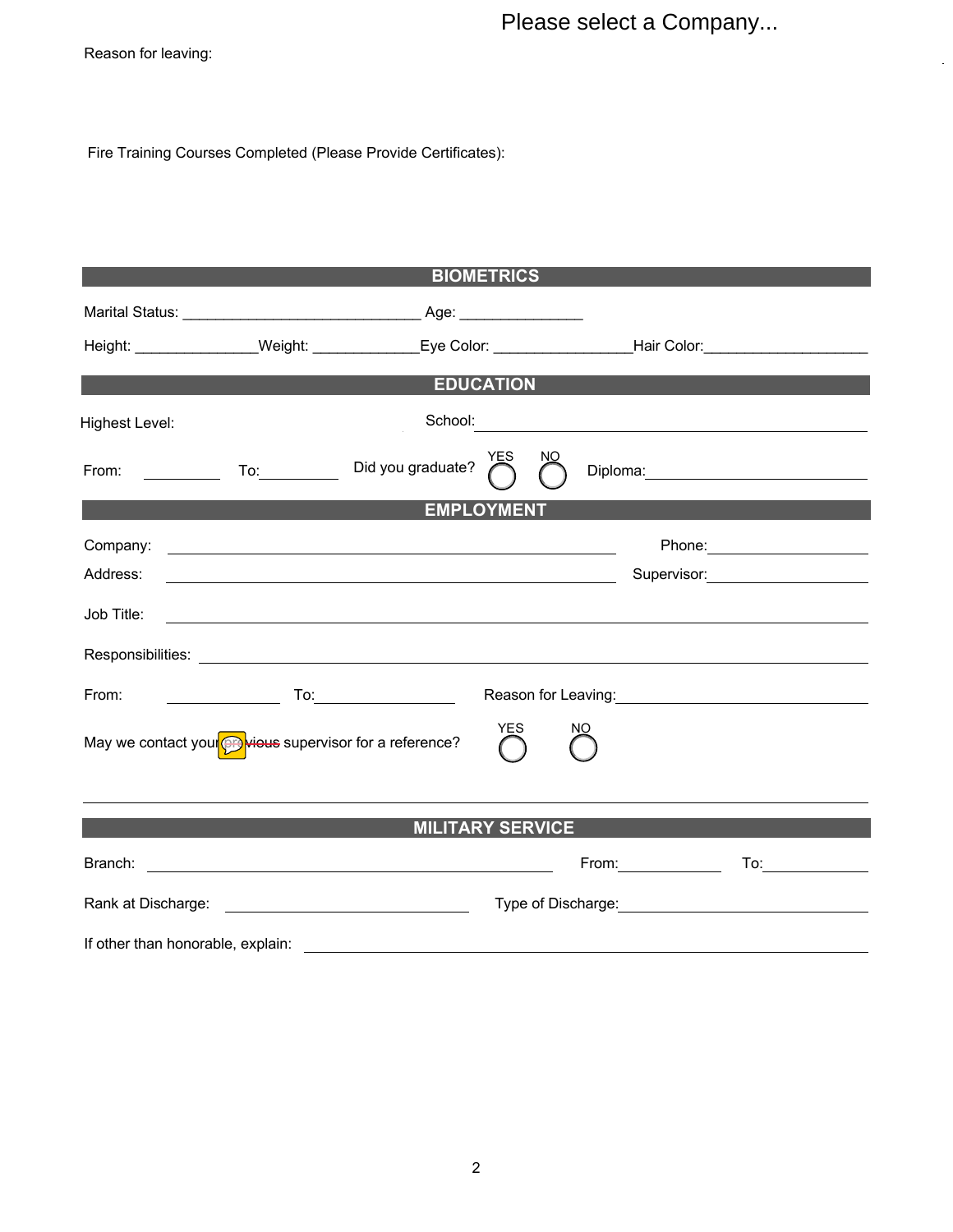Please select a Company...

Reason for leaving:

Fire Training Courses Completed (Please Provide Certificates):

## BIOMETRICS

Marital Status: _____________________________ Age: _______________

Height: _______________Weight: _____________Eye Color: _________________Hair Color:____________________

## EDUCATION

Highest Level: School: ____________________

From: __________ To:__________ Did you graduate? YES ◯ NO ◯ Diploma:____________________

## EMPLOYMENT

Company: ____________________ Phone:____________________

Address: ____________________ Supervisor:____________________

Job Title: ____________________

Responsibilities: ____________________

From: ______________ To:__________________ Reason for Leaving:____________________

May we contact your ~~previous~~ supervisor for a reference? YES ◯ NO ◯

## MILITARY SERVICE

Branch: ____________________ From:_____________ To:_____________

Rank at Discharge: ____________________ Type of Discharge:____________________

If other than honorable, explain: ____________________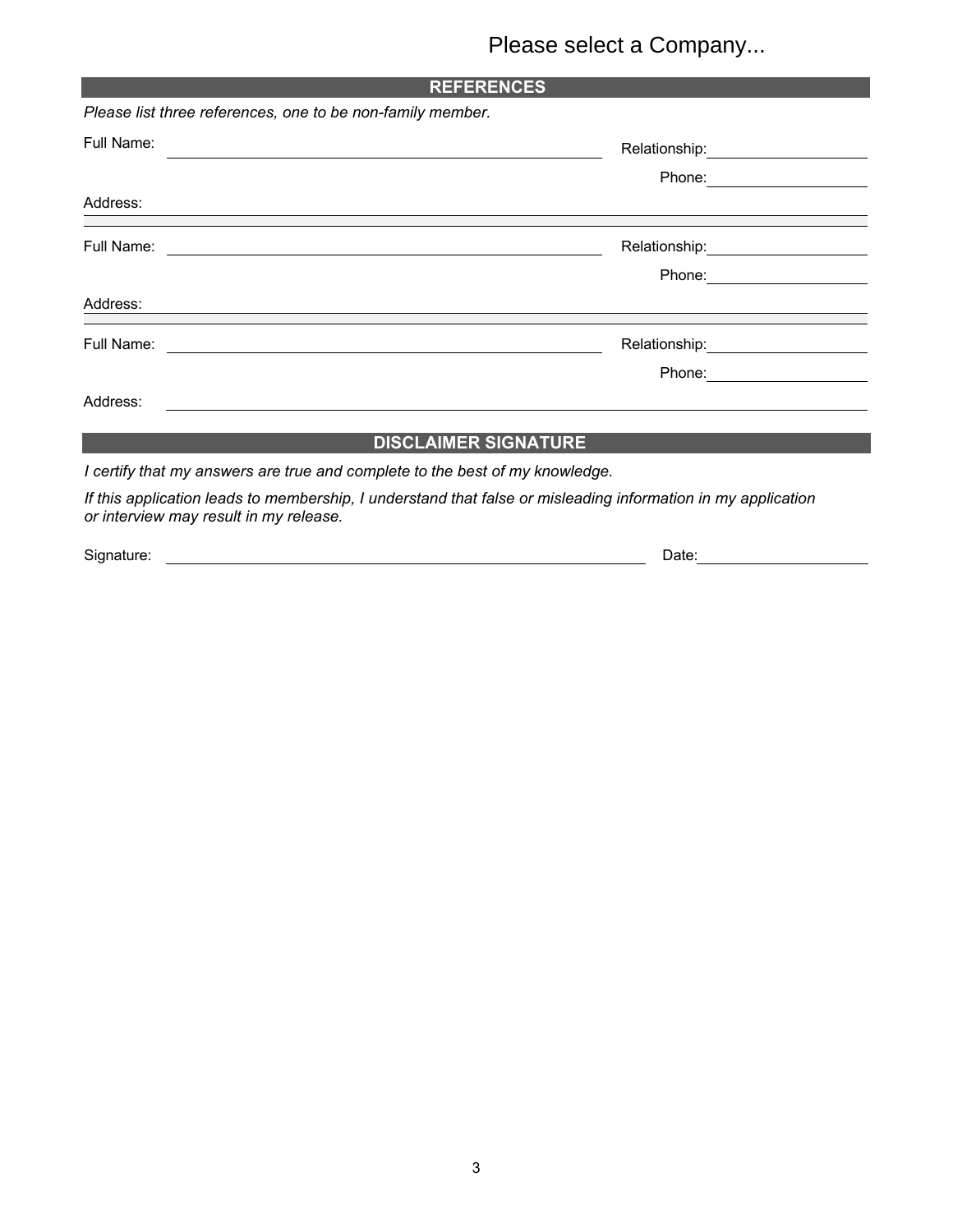Please select a Company...

## REFERENCES

*Please list three references, one to be non-family member.*

Full Name: ______________________________ Relationship: ____________________

Phone: ____________________

Address: ______________________________________________________________

Full Name: ______________________________ Relationship: ____________________

Phone: ____________________

Address: ______________________________________________________________

Full Name: ______________________________ Relationship: ____________________

Phone: ____________________

Address: ______________________________________________________________

## DISCLAIMER SIGNATURE

*I certify that my answers are true and complete to the best of my knowledge.*

*If this application leads to membership, I understand that false or misleading information in my application or interview may result in my release.*

Signature: ______________________________ Date: ____________________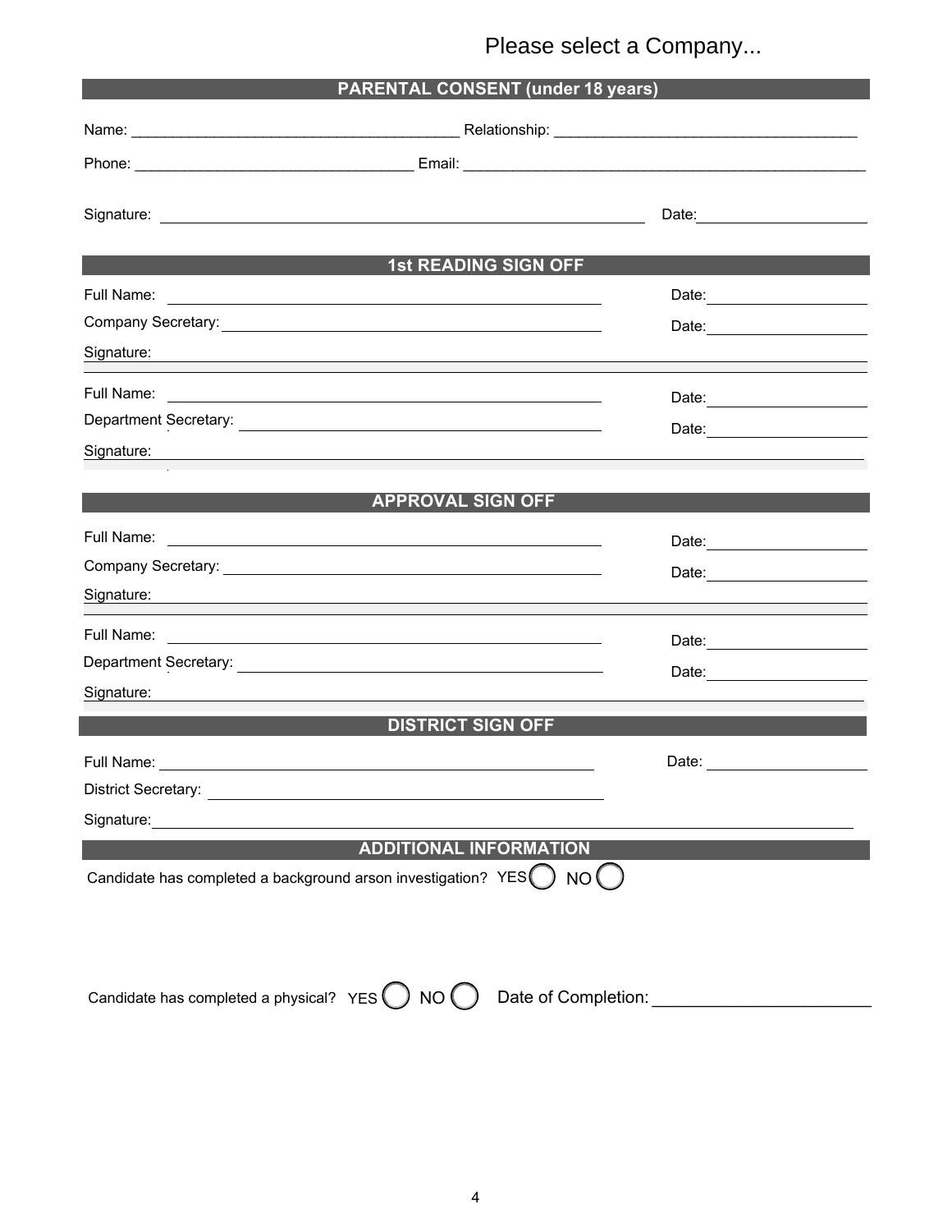Please select a Company...

## PARENTAL CONSENT (under 18 years)

Name: ________________________ Relationship: ________________________

Phone: ________________________ Email: ________________________

Signature: ________________________ Date: ____________

## 1st READING SIGN OFF

Full Name: ________________________ Date: ____________

Company Secretary: ________________________ Date: ____________

Signature: ________________________

Full Name: ________________________ Date: ____________

Department Secretary: ________________________ Date: ____________

Signature: ________________________

## APPROVAL SIGN OFF

Full Name: ________________________ Date: ____________

Company Secretary: ________________________ Date: ____________

Signature: ________________________

Full Name: ________________________ Date: ____________

Department Secretary: ________________________ Date: ____________

Signature: ________________________

## DISTRICT SIGN OFF

Full Name: ________________________ Date: ____________

District Secretary: ________________________

Signature: ________________________

## ADDITIONAL INFORMATION

Candidate has completed a background arson investigation? YES ◯ NO ◯

Candidate has completed a physical? YES ◯ NO ◯ Date of Completion: ____________